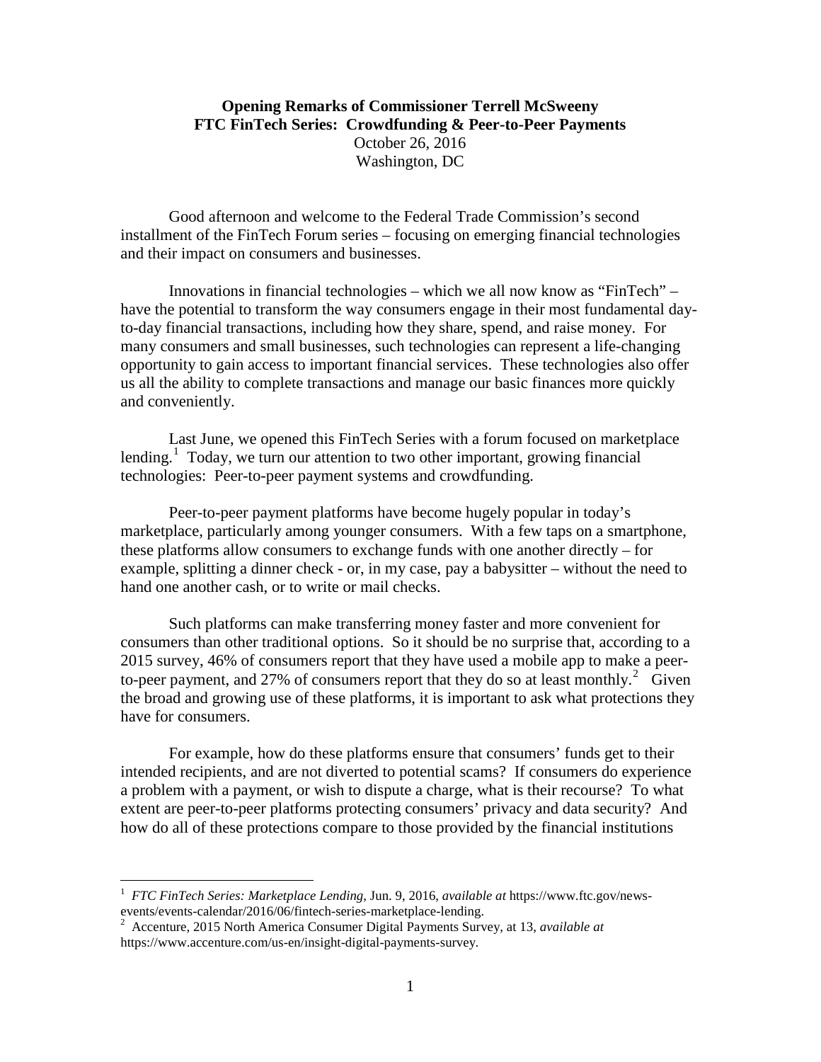**Opening Remarks of Commissioner Terrell McSweeny**
**FTC FinTech Series: Crowdfunding & Peer-to-Peer Payments**
October 26, 2016
Washington, DC

Good afternoon and welcome to the Federal Trade Commission's second installment of the FinTech Forum series – focusing on emerging financial technologies and their impact on consumers and businesses.

Innovations in financial technologies – which we all now know as "FinTech" – have the potential to transform the way consumers engage in their most fundamental day-to-day financial transactions, including how they share, spend, and raise money. For many consumers and small businesses, such technologies can represent a life-changing opportunity to gain access to important financial services. These technologies also offer us all the ability to complete transactions and manage our basic finances more quickly and conveniently.

Last June, we opened this FinTech Series with a forum focused on marketplace lending.[1] Today, we turn our attention to two other important, growing financial technologies: Peer-to-peer payment systems and crowdfunding.

Peer-to-peer payment platforms have become hugely popular in today's marketplace, particularly among younger consumers. With a few taps on a smartphone, these platforms allow consumers to exchange funds with one another directly – for example, splitting a dinner check - or, in my case, pay a babysitter – without the need to hand one another cash, or to write or mail checks.

Such platforms can make transferring money faster and more convenient for consumers than other traditional options. So it should be no surprise that, according to a 2015 survey, 46% of consumers report that they have used a mobile app to make a peer-to-peer payment, and 27% of consumers report that they do so at least monthly.[2] Given the broad and growing use of these platforms, it is important to ask what protections they have for consumers.

For example, how do these platforms ensure that consumers' funds get to their intended recipients, and are not diverted to potential scams? If consumers do experience a problem with a payment, or wish to dispute a charge, what is their recourse? To what extent are peer-to-peer platforms protecting consumers' privacy and data security? And how do all of these protections compare to those provided by the financial institutions

---

[1] *FTC FinTech Series: Marketplace Lending*, Jun. 9, 2016, *available at* https://www.ftc.gov/news-events/events-calendar/2016/06/fintech-series-marketplace-lending.

[2] Accenture, 2015 North America Consumer Digital Payments Survey, at 13, *available at* https://www.accenture.com/us-en/insight-digital-payments-survey.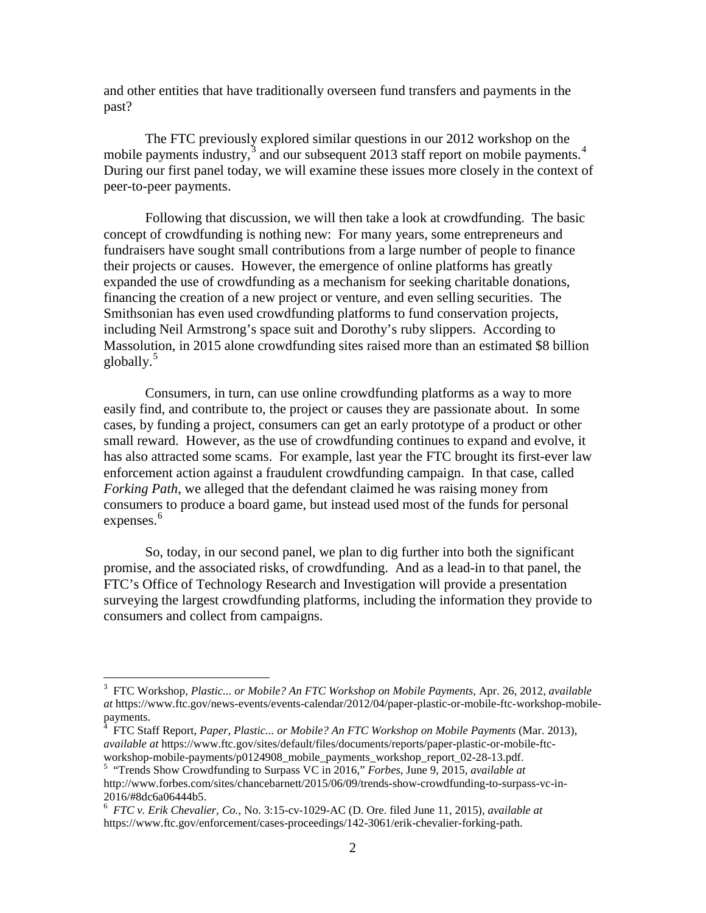and other entities that have traditionally overseen fund transfers and payments in the past?

The FTC previously explored similar questions in our 2012 workshop on the mobile payments industry,[3] and our subsequent 2013 staff report on mobile payments.[4] During our first panel today, we will examine these issues more closely in the context of peer-to-peer payments.

Following that discussion, we will then take a look at crowdfunding. The basic concept of crowdfunding is nothing new: For many years, some entrepreneurs and fundraisers have sought small contributions from a large number of people to finance their projects or causes. However, the emergence of online platforms has greatly expanded the use of crowdfunding as a mechanism for seeking charitable donations, financing the creation of a new project or venture, and even selling securities. The Smithsonian has even used crowdfunding platforms to fund conservation projects, including Neil Armstrong's space suit and Dorothy's ruby slippers. According to Massolution, in 2015 alone crowdfunding sites raised more than an estimated $8 billion globally.[5]

Consumers, in turn, can use online crowdfunding platforms as a way to more easily find, and contribute to, the project or causes they are passionate about. In some cases, by funding a project, consumers can get an early prototype of a product or other small reward. However, as the use of crowdfunding continues to expand and evolve, it has also attracted some scams. For example, last year the FTC brought its first-ever law enforcement action against a fraudulent crowdfunding campaign. In that case, called *Forking Path*, we alleged that the defendant claimed he was raising money from consumers to produce a board game, but instead used most of the funds for personal expenses.[6]

So, today, in our second panel, we plan to dig further into both the significant promise, and the associated risks, of crowdfunding. And as a lead-in to that panel, the FTC's Office of Technology Research and Investigation will provide a presentation surveying the largest crowdfunding platforms, including the information they provide to consumers and collect from campaigns.

---

[3] FTC Workshop, *Plastic... or Mobile? An FTC Workshop on Mobile Payments,* Apr. 26, 2012, *available at* https://www.ftc.gov/news-events/events-calendar/2012/04/paper-plastic-or-mobile-ftc-workshop-mobile-payments.

[4] FTC Staff Report, *Paper, Plastic... or Mobile? An FTC Workshop on Mobile Payments* (Mar. 2013), *available at* https://www.ftc.gov/sites/default/files/documents/reports/paper-plastic-or-mobile-ftc-workshop-mobile-payments/p0124908_mobile_payments_workshop_report_02-28-13.pdf.

[5] "Trends Show Crowdfunding to Surpass VC in 2016," *Forbes*, June 9, 2015, *available at* http://www.forbes.com/sites/chancebarnett/2015/06/09/trends-show-crowdfunding-to-surpass-vc-in-2016/#8dc6a06444b5.

[6] *FTC v. Erik Chevalier, Co.*, No. 3:15-cv-1029-AC (D. Ore. filed June 11, 2015), *available at* https://www.ftc.gov/enforcement/cases-proceedings/142-3061/erik-chevalier-forking-path.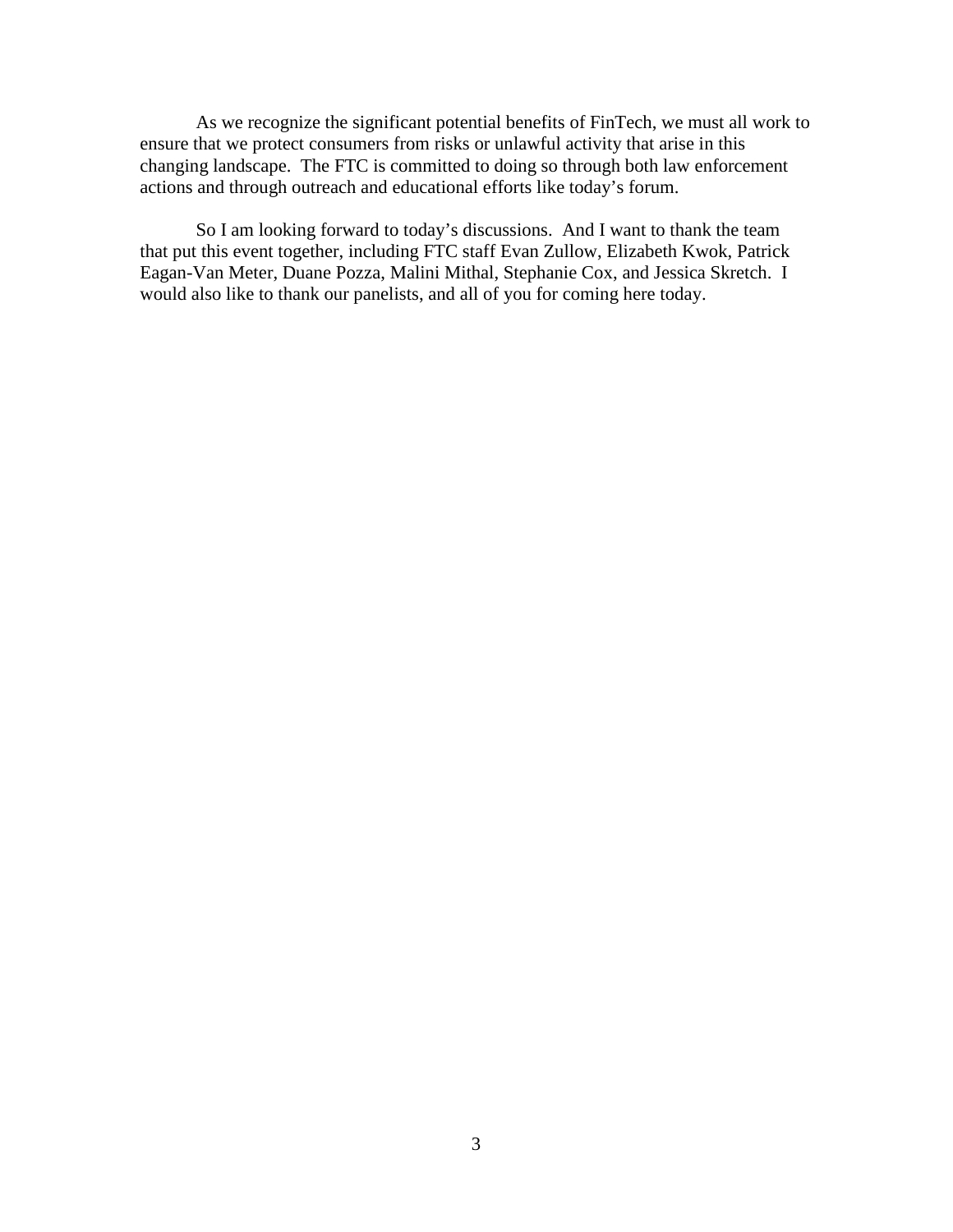As we recognize the significant potential benefits of FinTech, we must all work to ensure that we protect consumers from risks or unlawful activity that arise in this changing landscape. The FTC is committed to doing so through both law enforcement actions and through outreach and educational efforts like today's forum.

So I am looking forward to today's discussions. And I want to thank the team that put this event together, including FTC staff Evan Zullow, Elizabeth Kwok, Patrick Eagan-Van Meter, Duane Pozza, Malini Mithal, Stephanie Cox, and Jessica Skretch. I would also like to thank our panelists, and all of you for coming here today.